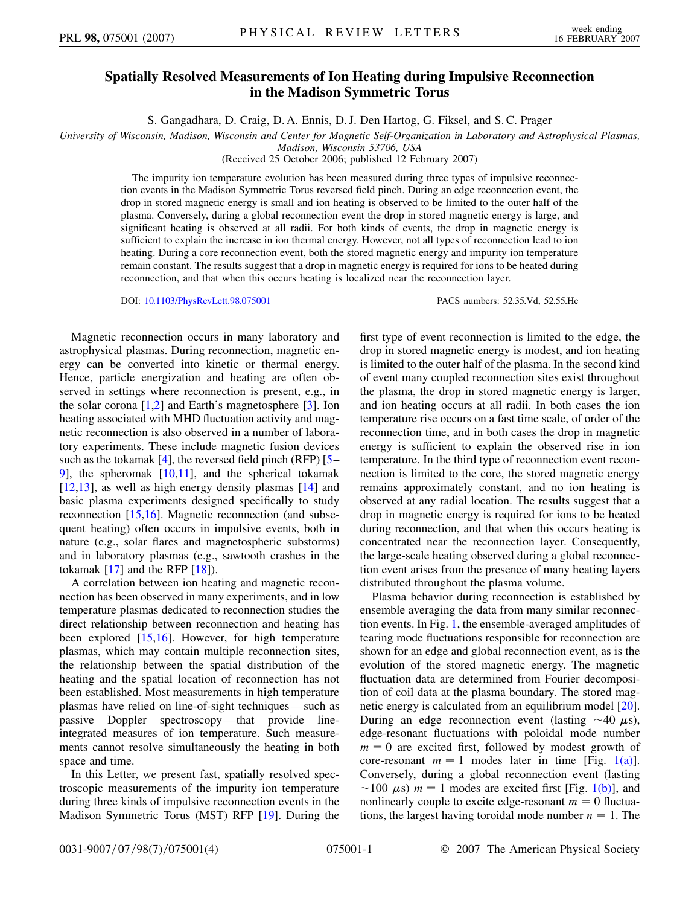# Spatially Resolved Measurements of Ion Heating during Impulsive Reconnection in the Madison Symmetric Torus

S. Gangadhara, D. Craig, D. A. Ennis, D. J. Den Hartog, G. Fiksel, and S. C. Prager

*University of Wisconsin, Madison, Wisconsin and Center for Magnetic Self-Organization in Laboratory and Astrophysical Plasmas, Madison, Wisconsin 53706, USA*

(Received 25 October 2006; published 12 February 2007)

The impurity ion temperature evolution has been measured during three types of impulsive reconnection events in the Madison Symmetric Torus reversed field pinch. During an edge reconnection event, the drop in stored magnetic energy is small and ion heating is observed to be limited to the outer half of the plasma. Conversely, during a global reconnection event the drop in stored magnetic energy is large, and significant heating is observed at all radii. For both kinds of events, the drop in magnetic energy is sufficient to explain the increase in ion thermal energy. However, not all types of reconnection lead to ion heating. During a core reconnection event, both the stored magnetic energy and impurity ion temperature remain constant. The results suggest that a drop in magnetic energy is required for ions to be heated during reconnection, and that when this occurs heating is localized near the reconnection layer.

DOI: 10.1103/PhysRevLett.98.075001 PACS numbers: 52.35.Vd, 52.55.Hc

Magnetic reconnection occurs in many laboratory and astrophysical plasmas. During reconnection, magnetic energy can be converted into kinetic or thermal energy. Hence, particle energization and heating are often observed in settings where reconnection is present, e.g., in the solar corona [1,2] and Earth's magnetosphere [3]. Ion heating associated with MHD fluctuation activity and magnetic reconnection is also observed in a number of laboratory experiments. These include magnetic fusion devices such as the tokamak [4], the reversed field pinch (RFP) [5–9], the spheromak [10,11], and the spherical tokamak [12,13], as well as high energy density plasmas [14] and basic plasma experiments designed specifically to study reconnection [15,16]. Magnetic reconnection (and subsequent heating) often occurs in impulsive events, both in nature (e.g., solar flares and magnetospheric substorms) and in laboratory plasmas (e.g., sawtooth crashes in the tokamak [17] and the RFP [18]).

A correlation between ion heating and magnetic reconnection has been observed in many experiments, and in low temperature plasmas dedicated to reconnection studies the direct relationship between reconnection and heating has been explored [15,16]. However, for high temperature plasmas, which may contain multiple reconnection sites, the relationship between the spatial distribution of the heating and the spatial location of reconnection has not been established. Most measurements in high temperature plasmas have relied on line-of-sight techniques—such as passive Doppler spectroscopy—that provide line-integrated measures of ion temperature. Such measurements cannot resolve simultaneously the heating in both space and time.

In this Letter, we present fast, spatially resolved spectroscopic measurements of the impurity ion temperature during three kinds of impulsive reconnection events in the Madison Symmetric Torus (MST) RFP [19]. During the first type of event reconnection is limited to the edge, the drop in stored magnetic energy is modest, and ion heating is limited to the outer half of the plasma. In the second kind of event many coupled reconnection sites exist throughout the plasma, the drop in stored magnetic energy is larger, and ion heating occurs at all radii. In both cases the ion temperature rise occurs on a fast time scale, of order of the reconnection time, and in both cases the drop in magnetic energy is sufficient to explain the observed rise in ion temperature. In the third type of reconnection event reconnection is limited to the core, the stored magnetic energy remains approximately constant, and no ion heating is observed at any radial location. The results suggest that a drop in magnetic energy is required for ions to be heated during reconnection, and that when this occurs heating is concentrated near the reconnection layer. Consequently, the large-scale heating observed during a global reconnection event arises from the presence of many heating layers distributed throughout the plasma volume.

Plasma behavior during reconnection is established by ensemble averaging the data from many similar reconnection events. In Fig. 1, the ensemble-averaged amplitudes of tearing mode fluctuations responsible for reconnection are shown for an edge and global reconnection event, as is the evolution of the stored magnetic energy. The magnetic fluctuation data are determined from Fourier decomposition of coil data at the plasma boundary. The stored magnetic energy is calculated from an equilibrium model [20]. During an edge reconnection event (lasting $\sim 40\ \mu$s), edge-resonant fluctuations with poloidal mode number $m = 0$ are excited first, followed by modest growth of core-resonant $m = 1$ modes later in time [Fig. 1(a)]. Conversely, during a global reconnection event (lasting $\sim 100\ \mu$s) $m = 1$ modes are excited first [Fig. 1(b)], and nonlinearly couple to excite edge-resonant $m = 0$ fluctuations, the largest having toroidal mode number $n = 1$. The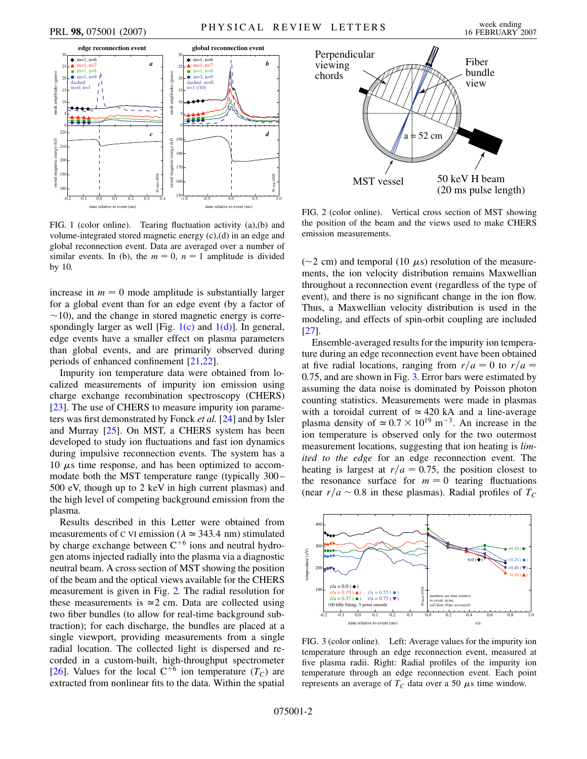FIG. 1 (color online). Tearing fluctuation activity (a),(b) and volume-integrated stored magnetic energy (c),(d) in an edge and global reconnection event. Data are averaged over a number of similar events. In (b), the $m = 0$, $n = 1$ amplitude is divided by 10.

increase in $m = 0$ mode amplitude is substantially larger for a global event than for an edge event (by a factor of $\sim$10), and the change in stored magnetic energy is correspondingly larger as well [Fig. 1(c) and 1(d)]. In general, edge events have a smaller effect on plasma parameters than global events, and are primarily observed during periods of enhanced confinement [21,22].

Impurity ion temperature data were obtained from localized measurements of impurity ion emission using charge exchange recombination spectroscopy (CHERS) [23]. The use of CHERS to measure impurity ion parameters was first demonstrated by Fonck *et al.* [24] and by Isler and Murray [25]. On MST, a CHERS system has been developed to study ion fluctuations and fast ion dynamics during impulsive reconnection events. The system has a 10 $\mu$s time response, and has been optimized to accommodate both the MST temperature range (typically 300–500 eV, though up to 2 keV in high current plasmas) and the high level of competing background emission from the plasma.

Results described in this Letter were obtained from measurements of C VI emission ($\lambda \simeq 343.4$ nm) stimulated by charge exchange between $C^{+6}$ ions and neutral hydrogen atoms injected radially into the plasma via a diagnostic neutral beam. A cross section of MST showing the position of the beam and the optical views available for the CHERS measurement is given in Fig. 2. The radial resolution for these measurements is $\simeq$2 cm. Data are collected using two fiber bundles (to allow for real-time background subtraction); for each discharge, the bundles are placed at a single viewport, providing measurements from a single radial location. The collected light is dispersed and recorded in a custom-built, high-throughput spectrometer [26]. Values for the local $C^{+6}$ ion temperature ($T_C$) are extracted from nonlinear fits to the data. Within the spatial

FIG. 2 (color online). Vertical cross section of MST showing the position of the beam and the views used to make CHERS emission measurements.

($\sim$2 cm) and temporal (10 $\mu$s) resolution of the measurements, the ion velocity distribution remains Maxwellian throughout a reconnection event (regardless of the type of event), and there is no significant change in the ion flow. Thus, a Maxwellian velocity distribution is used in the modeling, and effects of spin-orbit coupling are included [27].

Ensemble-averaged results for the impurity ion temperature during an edge reconnection event have been obtained at five radial locations, ranging from $r/a = 0$ to $r/a = 0.75$, and are shown in Fig. 3. Error bars were estimated by assuming the data noise is dominated by Poisson photon counting statistics. Measurements were made in plasmas with a toroidal current of $\simeq 420$ kA and a line-average plasma density of $\simeq 0.7 \times 10^{19}$ m$^{-3}$. An increase in the ion temperature is observed only for the two outermost measurement locations, suggesting that ion heating is *limited to the edge* for an edge reconnection event. The heating is largest at $r/a = 0.75$, the position closest to the resonance surface for $m = 0$ tearing fluctuations (near $r/a \sim 0.8$ in these plasmas). Radial profiles of $T_C$

FIG. 3 (color online). Left: Average values for the impurity ion temperature through an edge reconnection event, measured at five plasma radii. Right: Radial profiles of the impurity ion temperature through an edge reconnection event. Each point represents an average of $T_C$ data over a 50 $\mu$s time window.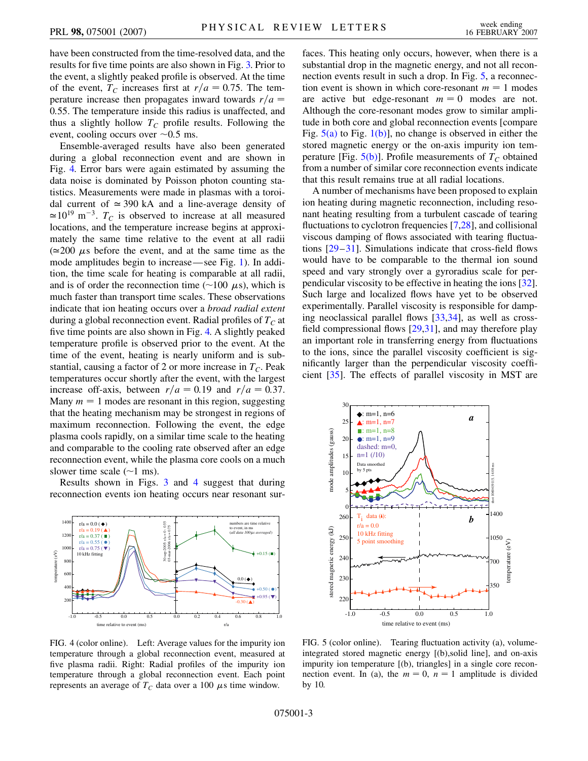have been constructed from the time-resolved data, and the results for five time points are also shown in Fig. 3. Prior to the event, a slightly peaked profile is observed. At the time of the event, $T_C$ increases first at $r/a = 0.75$. The temperature increase then propagates inward towards $r/a = 0.55$. The temperature inside this radius is unaffected, and thus a slightly hollow $T_C$ profile results. Following the event, cooling occurs over $\sim$0.5 ms.

Ensemble-averaged results have also been generated during a global reconnection event and are shown in Fig. 4. Error bars were again estimated by assuming the data noise is dominated by Poisson photon counting statistics. Measurements were made in plasmas with a toroidal current of $\simeq 390$ kA and a line-average density of $\simeq 10^{19}$ m$^{-3}$. $T_C$ is observed to increase at all measured locations, and the temperature increase begins at approximately the same time relative to the event at all radii ($\simeq$200 $\mu$s before the event, and at the same time as the mode amplitudes begin to increase—see Fig. 1). In addition, the time scale for heating is comparable at all radii, and is of order the reconnection time ($\sim$100 $\mu$s), which is much faster than transport time scales. These observations indicate that ion heating occurs over a *broad radial extent* during a global reconnection event. Radial profiles of $T_C$ at five time points are also shown in Fig. 4. A slightly peaked temperature profile is observed prior to the event. At the time of the event, heating is nearly uniform and is substantial, causing a factor of 2 or more increase in $T_C$. Peak temperatures occur shortly after the event, with the largest increase off-axis, between $r/a = 0.19$ and $r/a = 0.37$. Many $m = 1$ modes are resonant in this region, suggesting that the heating mechanism may be strongest in regions of maximum reconnection. Following the event, the edge plasma cools rapidly, on a similar time scale to the heating and comparable to the cooling rate observed after an edge reconnection event, while the plasma core cools on a much slower time scale ($\sim$1 ms).

Results shown in Figs. 3 and 4 suggest that during reconnection events ion heating occurs near resonant surfaces. This heating only occurs, however, when there is a substantial drop in the magnetic energy, and not all reconnection events result in such a drop. In Fig. 5, a reconnection event is shown in which core-resonant $m = 1$ modes are active but edge-resonant $m = 0$ modes are not. Although the core-resonant modes grow to similar amplitude in both core and global reconnection events [compare Fig. 5(a) to Fig. 1(b)], no change is observed in either the stored magnetic energy or the on-axis impurity ion temperature [Fig. 5(b)]. Profile measurements of $T_C$ obtained from a number of similar core reconnection events indicate that this result remains true at all radial locations.

A number of mechanisms have been proposed to explain ion heating during magnetic reconnection, including resonant heating resulting from a turbulent cascade of tearing fluctuations to cyclotron frequencies [7,28], and collisional viscous damping of flows associated with tearing fluctuations [29–31]. Simulations indicate that cross-field flows would have to be comparable to the thermal ion sound speed and vary strongly over a gyroradius scale for perpendicular viscosity to be effective in heating the ions [32]. Such large and localized flows have yet to be observed experimentally. Parallel viscosity is responsible for damping neoclassical parallel flows [33,34], as well as cross-field compressional flows [29,31], and may therefore play an important role in transferring energy from fluctuations to the ions, since the parallel viscosity coefficient is significantly larger than the perpendicular viscosity coefficient [35]. The effects of parallel viscosity in MST are

FIG. 4 (color online). Left: Average values for the impurity ion temperature through a global reconnection event, measured at five plasma radii. Right: Radial profiles of the impurity ion temperature through a global reconnection event. Each point represents an average of $T_C$ data over a 100 $\mu$s time window.

FIG. 5 (color online). Tearing fluctuation activity (a), volume-integrated stored magnetic energy [(b),solid line], and on-axis impurity ion temperature [(b), triangles] in a single core reconnection event. In (a), the $m = 0$, $n = 1$ amplitude is divided by 10.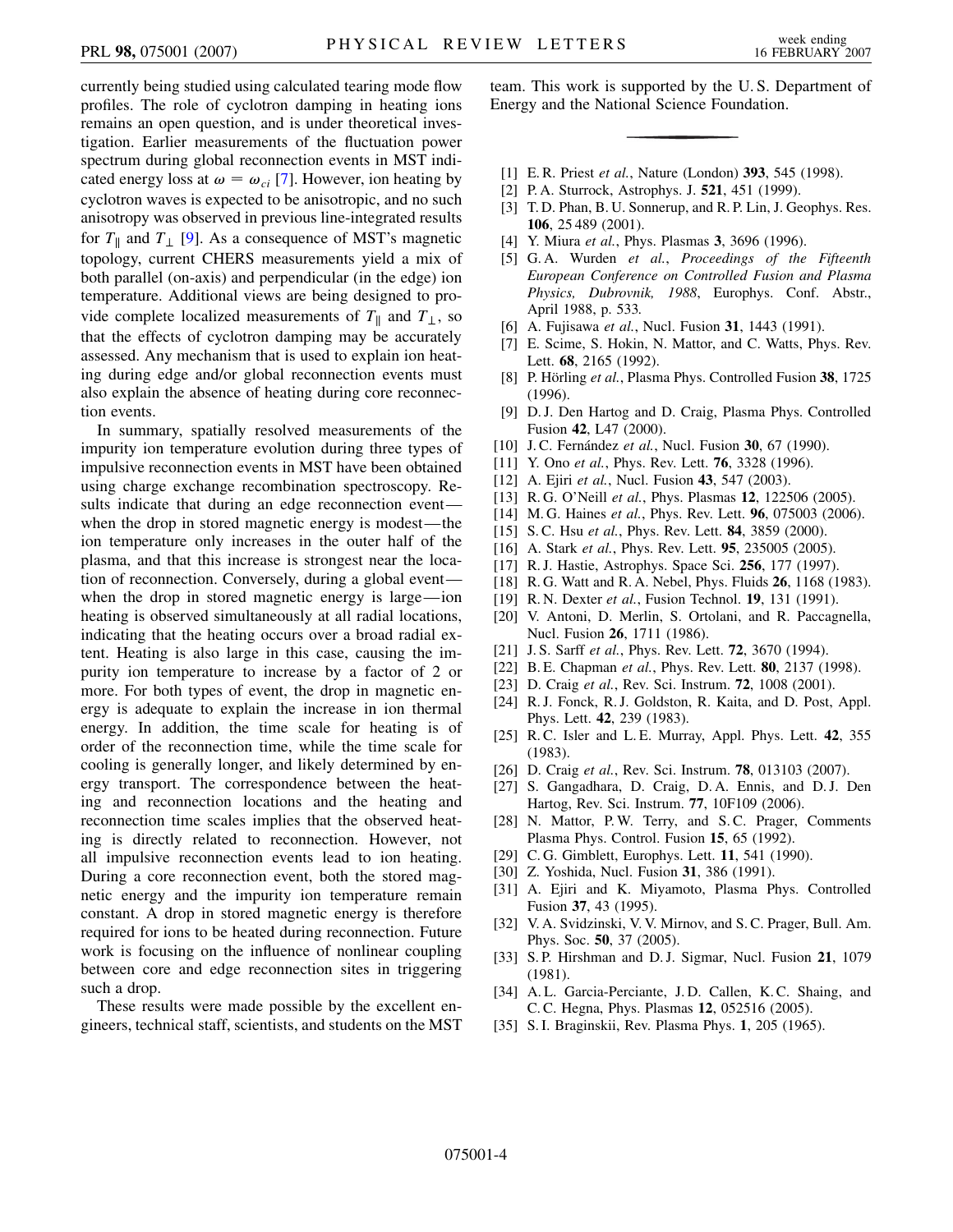currently being studied using calculated tearing mode flow profiles. The role of cyclotron damping in heating ions remains an open question, and is under theoretical investigation. Earlier measurements of the fluctuation power spectrum during global reconnection events in MST indicated energy loss at $\omega = \omega_{ci}$ [7]. However, ion heating by cyclotron waves is expected to be anisotropic, and no such anisotropy was observed in previous line-integrated results for $T_\parallel$ and $T_\perp$ [9]. As a consequence of MST's magnetic topology, current CHERS measurements yield a mix of both parallel (on-axis) and perpendicular (in the edge) ion temperature. Additional views are being designed to provide complete localized measurements of $T_\parallel$ and $T_\perp$, so that the effects of cyclotron damping may be accurately assessed. Any mechanism that is used to explain ion heating during edge and/or global reconnection events must also explain the absence of heating during core reconnection events.

In summary, spatially resolved measurements of the impurity ion temperature evolution during three types of impulsive reconnection events in MST have been obtained using charge exchange recombination spectroscopy. Results indicate that during an edge reconnection event—when the drop in stored magnetic energy is modest—the ion temperature only increases in the outer half of the plasma, and that this increase is strongest near the location of reconnection. Conversely, during a global event—when the drop in stored magnetic energy is large—ion heating is observed simultaneously at all radial locations, indicating that the heating occurs over a broad radial extent. Heating is also large in this case, causing the impurity ion temperature to increase by a factor of 2 or more. For both types of event, the drop in magnetic energy is adequate to explain the increase in ion thermal energy. In addition, the time scale for heating is of order of the reconnection time, while the time scale for cooling is generally longer, and likely determined by energy transport. The correspondence between the heating and reconnection locations and the heating and reconnection time scales implies that the observed heating is directly related to reconnection. However, not all impulsive reconnection events lead to ion heating. During a core reconnection event, both the stored magnetic energy and the impurity ion temperature remain constant. A drop in stored magnetic energy is therefore required for ions to be heated during reconnection. Future work is focusing on the influence of nonlinear coupling between core and edge reconnection sites in triggering such a drop.

These results were made possible by the excellent engineers, technical staff, scientists, and students on the MST team. This work is supported by the U. S. Department of Energy and the National Science Foundation.

---

[1] E. R. Priest *et al.*, Nature (London) **393**, 545 (1998).

[2] P. A. Sturrock, Astrophys. J. **521**, 451 (1999).

[3] T. D. Phan, B. U. Sonnerup, and R. P. Lin, J. Geophys. Res. **106**, 25 489 (2001).

[4] Y. Miura *et al.*, Phys. Plasmas **3**, 3696 (1996).

[5] G. A. Wurden *et al.*, *Proceedings of the Fifteenth European Conference on Controlled Fusion and Plasma Physics, Dubrovnik, 1988*, Europhys. Conf. Abstr., April 1988, p. 533.

[6] A. Fujisawa *et al.*, Nucl. Fusion **31**, 1443 (1991).

[7] E. Scime, S. Hokin, N. Mattor, and C. Watts, Phys. Rev. Lett. **68**, 2165 (1992).

[8] P. Hörling *et al.*, Plasma Phys. Controlled Fusion **38**, 1725 (1996).

[9] D. J. Den Hartog and D. Craig, Plasma Phys. Controlled Fusion **42**, L47 (2000).

[10] J. C. Fernández *et al.*, Nucl. Fusion **30**, 67 (1990).

[11] Y. Ono *et al.*, Phys. Rev. Lett. **76**, 3328 (1996).

[12] A. Ejiri *et al.*, Nucl. Fusion **43**, 547 (2003).

[13] R. G. O'Neill *et al.*, Phys. Plasmas **12**, 122506 (2005).

[14] M. G. Haines *et al.*, Phys. Rev. Lett. **96**, 075003 (2006).

[15] S. C. Hsu *et al.*, Phys. Rev. Lett. **84**, 3859 (2000).

[16] A. Stark *et al.*, Phys. Rev. Lett. **95**, 235005 (2005).

[17] R. J. Hastie, Astrophys. Space Sci. **256**, 177 (1997).

[18] R. G. Watt and R. A. Nebel, Phys. Fluids **26**, 1168 (1983).

[19] R. N. Dexter *et al.*, Fusion Technol. **19**, 131 (1991).

[20] V. Antoni, D. Merlin, S. Ortolani, and R. Paccagnella, Nucl. Fusion **26**, 1711 (1986).

[21] J. S. Sarff *et al.*, Phys. Rev. Lett. **72**, 3670 (1994).

[22] B. E. Chapman *et al.*, Phys. Rev. Lett. **80**, 2137 (1998).

[23] D. Craig *et al.*, Rev. Sci. Instrum. **72**, 1008 (2001).

[24] R. J. Fonck, R. J. Goldston, R. Kaita, and D. Post, Appl. Phys. Lett. **42**, 239 (1983).

[25] R. C. Isler and L. E. Murray, Appl. Phys. Lett. **42**, 355 (1983).

[26] D. Craig *et al.*, Rev. Sci. Instrum. **78**, 013103 (2007).

[27] S. Gangadhara, D. Craig, D. A. Ennis, and D. J. Den Hartog, Rev. Sci. Instrum. **77**, 10F109 (2006).

[28] N. Mattor, P. W. Terry, and S. C. Prager, Comments Plasma Phys. Control. Fusion **15**, 65 (1992).

[29] C. G. Gimblett, Europhys. Lett. **11**, 541 (1990).

[30] Z. Yoshida, Nucl. Fusion **31**, 386 (1991).

[31] A. Ejiri and K. Miyamoto, Plasma Phys. Controlled Fusion **37**, 43 (1995).

[32] V. A. Svidzinski, V. V. Mirnov, and S. C. Prager, Bull. Am. Phys. Soc. **50**, 37 (2005).

[33] S. P. Hirshman and D. J. Sigmar, Nucl. Fusion **21**, 1079 (1981).

[34] A. L. Garcia-Perciante, J. D. Callen, K. C. Shaing, and C. C. Hegna, Phys. Plasmas **12**, 052516 (2005).

[35] S. I. Braginskii, Rev. Plasma Phys. **1**, 205 (1965).